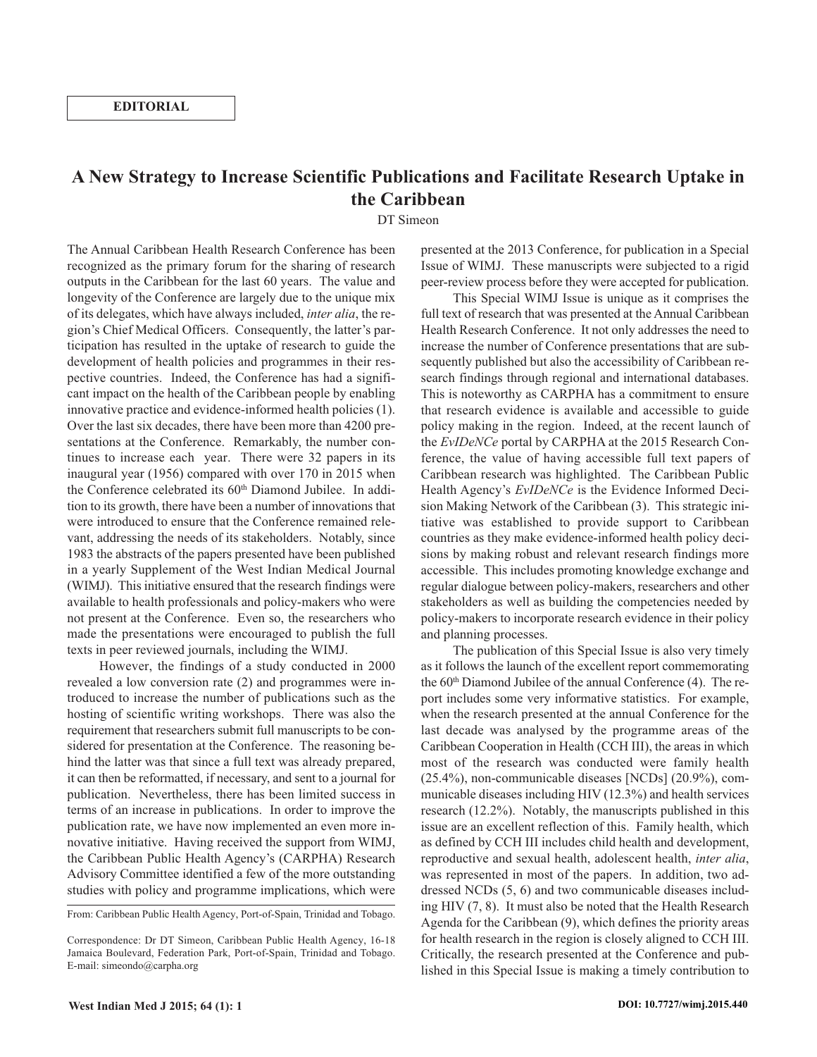**EDITORIAL**

# A New Strategy to Increase Scientific Publications and Facilitate Research Uptake in the Caribbean

DT Simeon

The Annual Caribbean Health Research Conference has been recognized as the primary forum for the sharing of research outputs in the Caribbean for the last 60 years. The value and longevity of the Conference are largely due to the unique mix of its delegates, which have always included, *inter alia*, the region's Chief Medical Officers. Consequently, the latter's participation has resulted in the uptake of research to guide the development of health policies and programmes in their respective countries. Indeed, the Conference has had a significant impact on the health of the Caribbean people by enabling innovative practice and evidence-informed health policies (1). Over the last six decades, there have been more than 4200 presentations at the Conference. Remarkably, the number continues to increase each year. There were 32 papers in its inaugural year (1956) compared with over 170 in 2015 when the Conference celebrated its 60th Diamond Jubilee. In addition to its growth, there have been a number of innovations that were introduced to ensure that the Conference remained relevant, addressing the needs of its stakeholders. Notably, since 1983 the abstracts of the papers presented have been published in a yearly Supplement of the West Indian Medical Journal (WIMJ). This initiative ensured that the research findings were available to health professionals and policy-makers who were not present at the Conference. Even so, the researchers who made the presentations were encouraged to publish the full texts in peer reviewed journals, including the WIMJ.

However, the findings of a study conducted in 2000 revealed a low conversion rate (2) and programmes were introduced to increase the number of publications such as the hosting of scientific writing workshops. There was also the requirement that researchers submit full manuscripts to be considered for presentation at the Conference. The reasoning behind the latter was that since a full text was already prepared, it can then be reformatted, if necessary, and sent to a journal for publication. Nevertheless, there has been limited success in terms of an increase in publications. In order to improve the publication rate, we have now implemented an even more innovative initiative. Having received the support from WIMJ, the Caribbean Public Health Agency's (CARPHA) Research Advisory Committee identified a few of the more outstanding studies with policy and programme implications, which were presented at the 2013 Conference, for publication in a Special Issue of WIMJ. These manuscripts were subjected to a rigid peer-review process before they were accepted for publication.

This Special WIMJ Issue is unique as it comprises the full text of research that was presented at the Annual Caribbean Health Research Conference. It not only addresses the need to increase the number of Conference presentations that are subsequently published but also the accessibility of Caribbean research findings through regional and international databases. This is noteworthy as CARPHA has a commitment to ensure that research evidence is available and accessible to guide policy making in the region. Indeed, at the recent launch of the *EvIDeNCe* portal by CARPHA at the 2015 Research Conference, the value of having accessible full text papers of Caribbean research was highlighted. The Caribbean Public Health Agency's *EvIDeNCe* is the Evidence Informed Decision Making Network of the Caribbean (3). This strategic initiative was established to provide support to Caribbean countries as they make evidence-informed health policy decisions by making robust and relevant research findings more accessible. This includes promoting knowledge exchange and regular dialogue between policy-makers, researchers and other stakeholders as well as building the competencies needed by policy-makers to incorporate research evidence in their policy and planning processes.

The publication of this Special Issue is also very timely as it follows the launch of the excellent report commemorating the 60th Diamond Jubilee of the annual Conference (4). The report includes some very informative statistics. For example, when the research presented at the annual Conference for the last decade was analysed by the programme areas of the Caribbean Cooperation in Health (CCH III), the areas in which most of the research was conducted were family health (25.4%), non-communicable diseases [NCDs] (20.9%), communicable diseases including HIV (12.3%) and health services research (12.2%). Notably, the manuscripts published in this issue are an excellent reflection of this. Family health, which as defined by CCH III includes child health and development, reproductive and sexual health, adolescent health, *inter alia*, was represented in most of the papers. In addition, two addressed NCDs (5, 6) and two communicable diseases including HIV (7, 8). It must also be noted that the Health Research Agenda for the Caribbean (9), which defines the priority areas for health research in the region is closely aligned to CCH III. Critically, the research presented at the Conference and published in this Special Issue is making a timely contribution to

From: Caribbean Public Health Agency, Port-of-Spain, Trinidad and Tobago.

Correspondence: Dr DT Simeon, Caribbean Public Health Agency, 16-18 Jamaica Boulevard, Federation Park, Port-of-Spain, Trinidad and Tobago. E-mail: simeondo@carpha.org

DOI: 10.7727/wimj.2015.440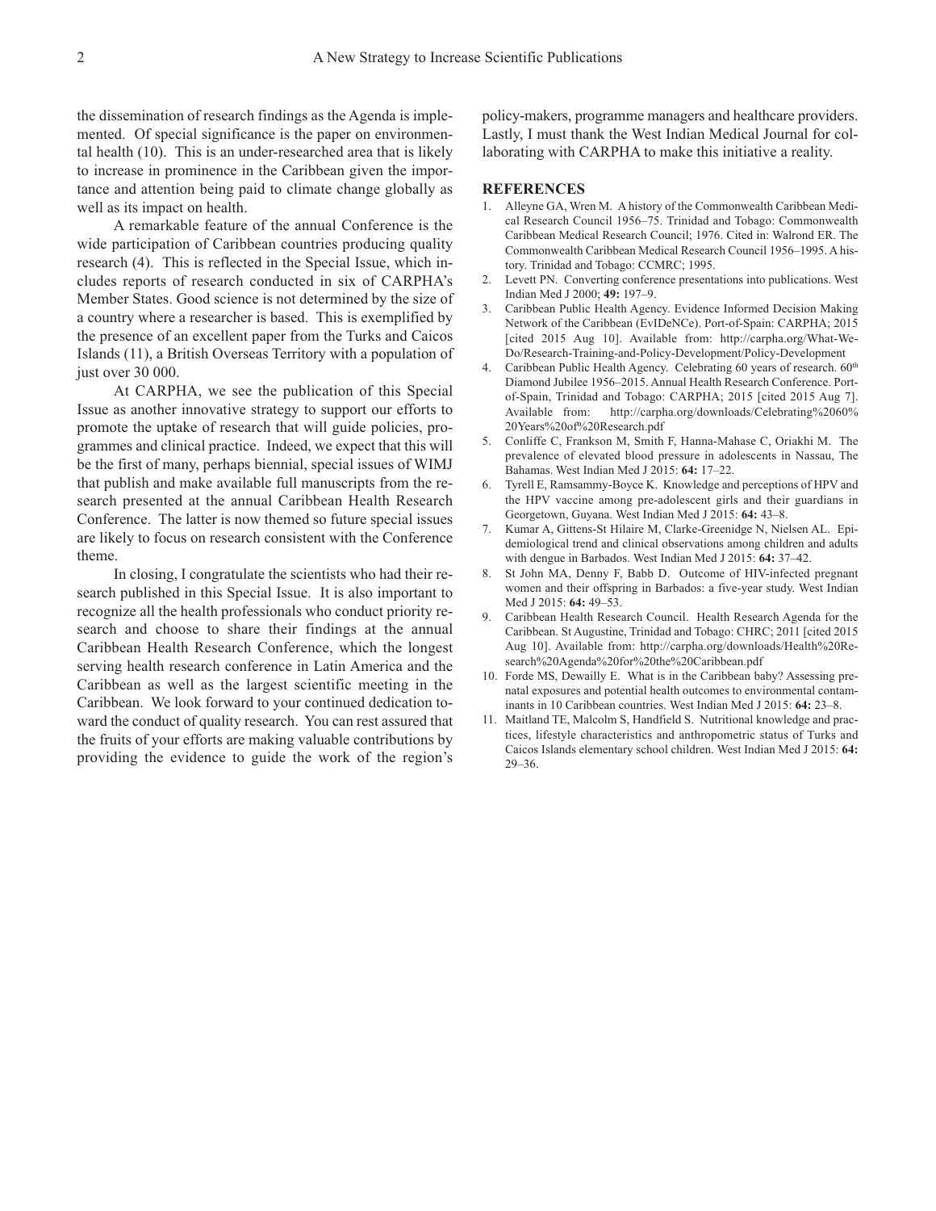the dissemination of research findings as the Agenda is implemented. Of special significance is the paper on environmental health (10). This is an under-researched area that is likely to increase in prominence in the Caribbean given the importance and attention being paid to climate change globally as well as its impact on health.

A remarkable feature of the annual Conference is the wide participation of Caribbean countries producing quality research (4). This is reflected in the Special Issue, which includes reports of research conducted in six of CARPHA's Member States. Good science is not determined by the size of a country where a researcher is based. This is exemplified by the presence of an excellent paper from the Turks and Caicos Islands (11), a British Overseas Territory with a population of just over 30 000.

At CARPHA, we see the publication of this Special Issue as another innovative strategy to support our efforts to promote the uptake of research that will guide policies, programmes and clinical practice. Indeed, we expect that this will be the first of many, perhaps biennial, special issues of WIMJ that publish and make available full manuscripts from the research presented at the annual Caribbean Health Research Conference. The latter is now themed so future special issues are likely to focus on research consistent with the Conference theme.

In closing, I congratulate the scientists who had their research published in this Special Issue. It is also important to recognize all the health professionals who conduct priority research and choose to share their findings at the annual Caribbean Health Research Conference, which the longest serving health research conference in Latin America and the Caribbean as well as the largest scientific meeting in the Caribbean. We look forward to your continued dedication toward the conduct of quality research. You can rest assured that the fruits of your efforts are making valuable contributions by providing the evidence to guide the work of the region's policy-makers, programme managers and healthcare providers. Lastly, I must thank the West Indian Medical Journal for collaborating with CARPHA to make this initiative a reality.

## REFERENCES

1. Alleyne GA, Wren M. A history of the Commonwealth Caribbean Medical Research Council 1956–75. Trinidad and Tobago: Commonwealth Caribbean Medical Research Council; 1976. Cited in: Walrond ER. The Commonwealth Caribbean Medical Research Council 1956–1995. A history. Trinidad and Tobago: CCMRC; 1995.
2. Levett PN. Converting conference presentations into publications. West Indian Med J 2000; **49:** 197–9.
3. Caribbean Public Health Agency. Evidence Informed Decision Making Network of the Caribbean (EvIDeNCe). Port-of-Spain: CARPHA; 2015 [cited 2015 Aug 10]. Available from: http://carpha.org/What-We-Do/Research-Training-and-Policy-Development/Policy-Development
4. Caribbean Public Health Agency. Celebrating 60 years of research. 60th Diamond Jubilee 1956–2015. Annual Health Research Conference. Port-of-Spain, Trinidad and Tobago: CARPHA; 2015 [cited 2015 Aug 7]. Available from: http://carpha.org/downloads/Celebrating%2060%20Years%20of%20Research.pdf
5. Conliffe C, Frankson M, Smith F, Hanna-Mahase C, Oriakhi M. The prevalence of elevated blood pressure in adolescents in Nassau, The Bahamas. West Indian Med J 2015: **64:** 17–22.
6. Tyrell E, Ramsammy-Boyce K. Knowledge and perceptions of HPV and the HPV vaccine among pre-adolescent girls and their guardians in Georgetown, Guyana. West Indian Med J 2015: **64:** 43–8.
7. Kumar A, Gittens-St Hilaire M, Clarke-Greenidge N, Nielsen AL. Epidemiological trend and clinical observations among children and adults with dengue in Barbados. West Indian Med J 2015: **64:** 37–42.
8. St John MA, Denny F, Babb D. Outcome of HIV-infected pregnant women and their offspring in Barbados: a five-year study. West Indian Med J 2015: **64:** 49–53.
9. Caribbean Health Research Council. Health Research Agenda for the Caribbean. St Augustine, Trinidad and Tobago: CHRC; 2011 [cited 2015 Aug 10]. Available from: http://carpha.org/downloads/Health%20Research%20Agenda%20for%20the%20Caribbean.pdf
10. Forde MS, Dewailly E. What is in the Caribbean baby? Assessing prenatal exposures and potential health outcomes to environmental contaminants in 10 Caribbean countries. West Indian Med J 2015: **64:** 23–8.
11. Maitland TE, Malcolm S, Handfield S. Nutritional knowledge and practices, lifestyle characteristics and anthropometric status of Turks and Caicos Islands elementary school children. West Indian Med J 2015: **64:** 29–36.